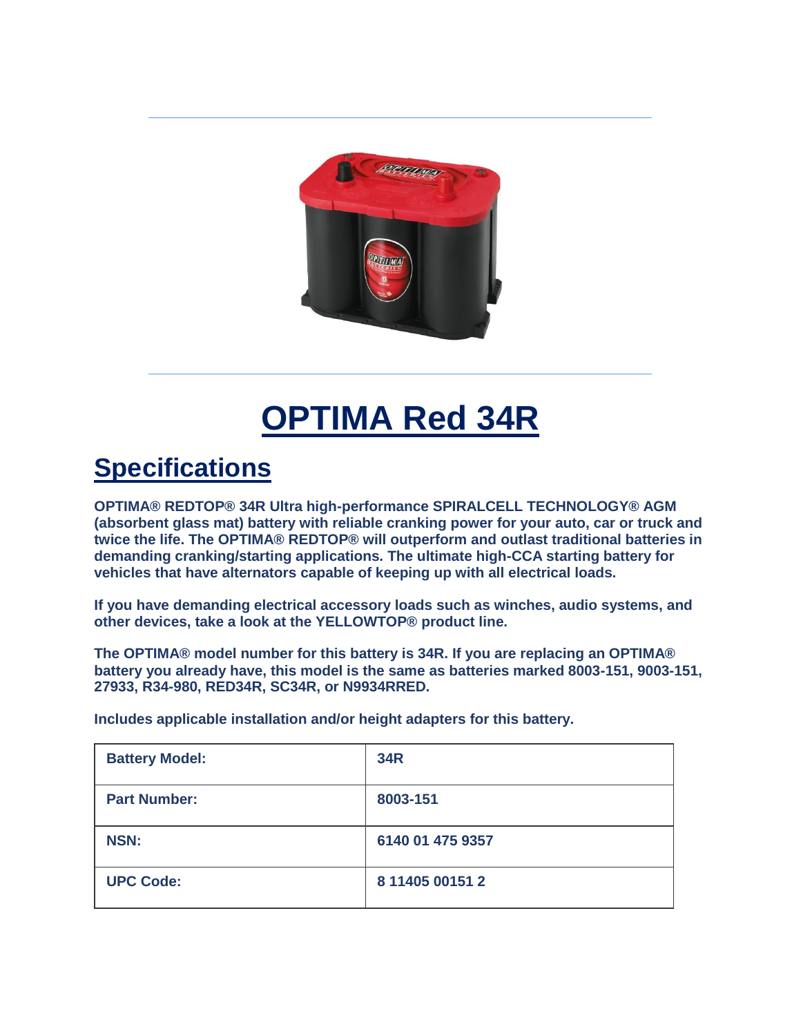# OPTIMA Red 34R

## Specifications

**OPTIMA® REDTOP® 34R Ultra high-performance SPIRALCELL TECHNOLOGY® AGM (absorbent glass mat) battery with reliable cranking power for your auto, car or truck and twice the life. The OPTIMA® REDTOP® will outperform and outlast traditional batteries in demanding cranking/starting applications. The ultimate high-CCA starting battery for vehicles that have alternators capable of keeping up with all electrical loads.**

**If you have demanding electrical accessory loads such as winches, audio systems, and other devices, take a look at the YELLOWTOP® product line.**

**The OPTIMA® model number for this battery is 34R. If you are replacing an OPTIMA® battery you already have, this model is the same as batteries marked 8003-151, 9003-151, 27933, R34-980, RED34R, SC34R, or N9934RRED.**

**Includes applicable installation and/or height adapters for this battery.**

| | |
|---|---|
| **Battery Model:** | **34R** |
| **Part Number:** | **8003-151** |
| **NSN:** | **6140 01 475 9357** |
| **UPC Code:** | **8 11405 00151 2** |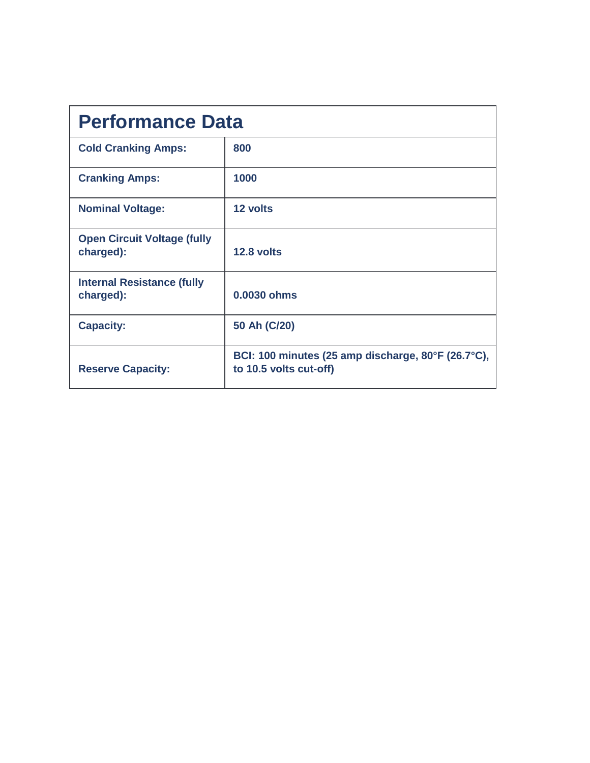| Performance Data | |
|---|---|
| **Cold Cranking Amps:** | **800** |
| **Cranking Amps:** | **1000** |
| **Nominal Voltage:** | **12 volts** |
| **Open Circuit Voltage (fully charged):** | **12.8 volts** |
| **Internal Resistance (fully charged):** | **0.0030 ohms** |
| **Capacity:** | **50 Ah (C/20)** |
| **Reserve Capacity:** | **BCI: 100 minutes (25 amp discharge, 80°F (26.7°C), to 10.5 volts cut-off)** |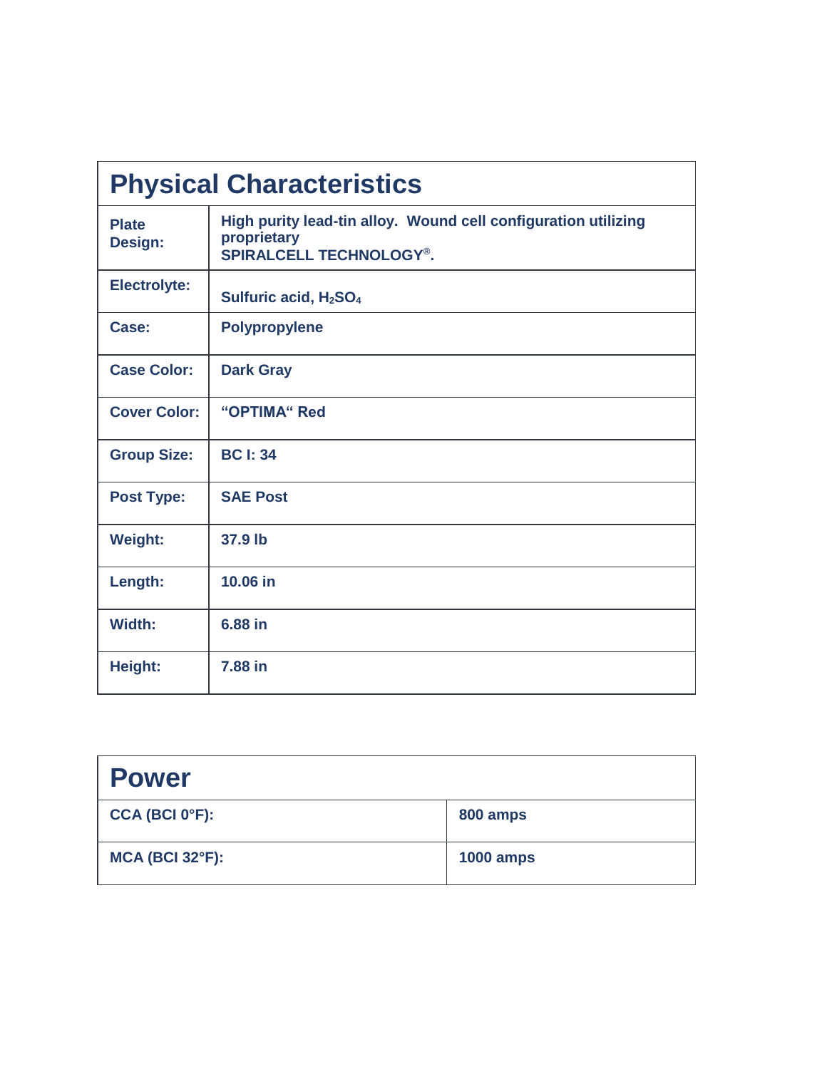| Physical Characteristics | |
|---|---|
| **Plate Design:** | **High purity lead-tin alloy. Wound cell configuration utilizing proprietary SPIRALCELL TECHNOLOGY®.** |
| **Electrolyte:** | **Sulfuric acid, $H_2SO_4$** |
| **Case:** | **Polypropylene** |
| **Case Color:** | **Dark Gray** |
| **Cover Color:** | **“OPTIMA“ Red** |
| **Group Size:** | **BC I: 34** |
| **Post Type:** | **SAE Post** |
| **Weight:** | **37.9 lb** |
| **Length:** | **10.06 in** |
| **Width:** | **6.88 in** |
| **Height:** | **7.88 in** |

| Power | |
|---|---|
| **CCA (BCI 0°F):** | **800 amps** |
| **MCA (BCI 32°F):** | **1000 amps** |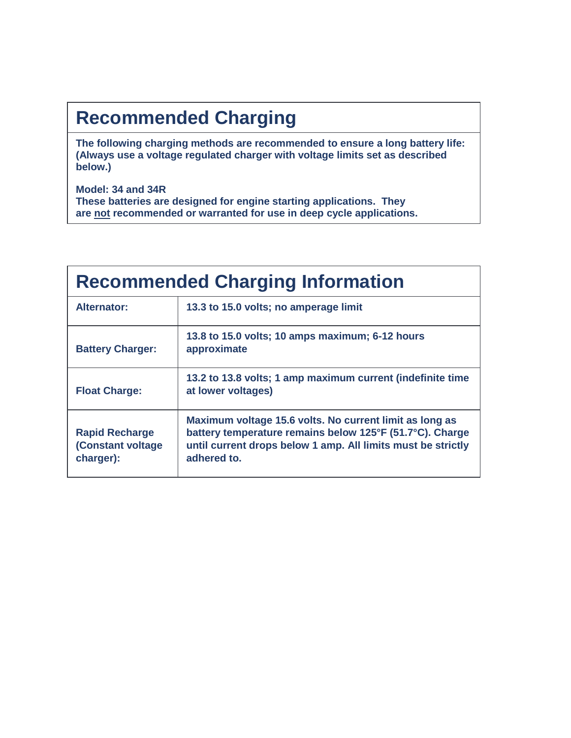## Recommended Charging

**The following charging methods are recommended to ensure a long battery life: (Always use a voltage regulated charger with voltage limits set as described below.)**

**Model: 34 and 34R**
**These batteries are designed for engine starting applications. They are <u>not</u> recommended or warranted for use in deep cycle applications.**

## Recommended Charging Information

| | |
|---|---|
| **Alternator:** | **13.3 to 15.0 volts; no amperage limit** |
| **Battery Charger:** | **13.8 to 15.0 volts; 10 amps maximum; 6-12 hours approximate** |
| **Float Charge:** | **13.2 to 13.8 volts; 1 amp maximum current (indefinite time at lower voltages)** |
| **Rapid Recharge (Constant voltage charger):** | **Maximum voltage 15.6 volts. No current limit as long as battery temperature remains below 125°F (51.7°C). Charge until current drops below 1 amp. All limits must be strictly adhered to.** |